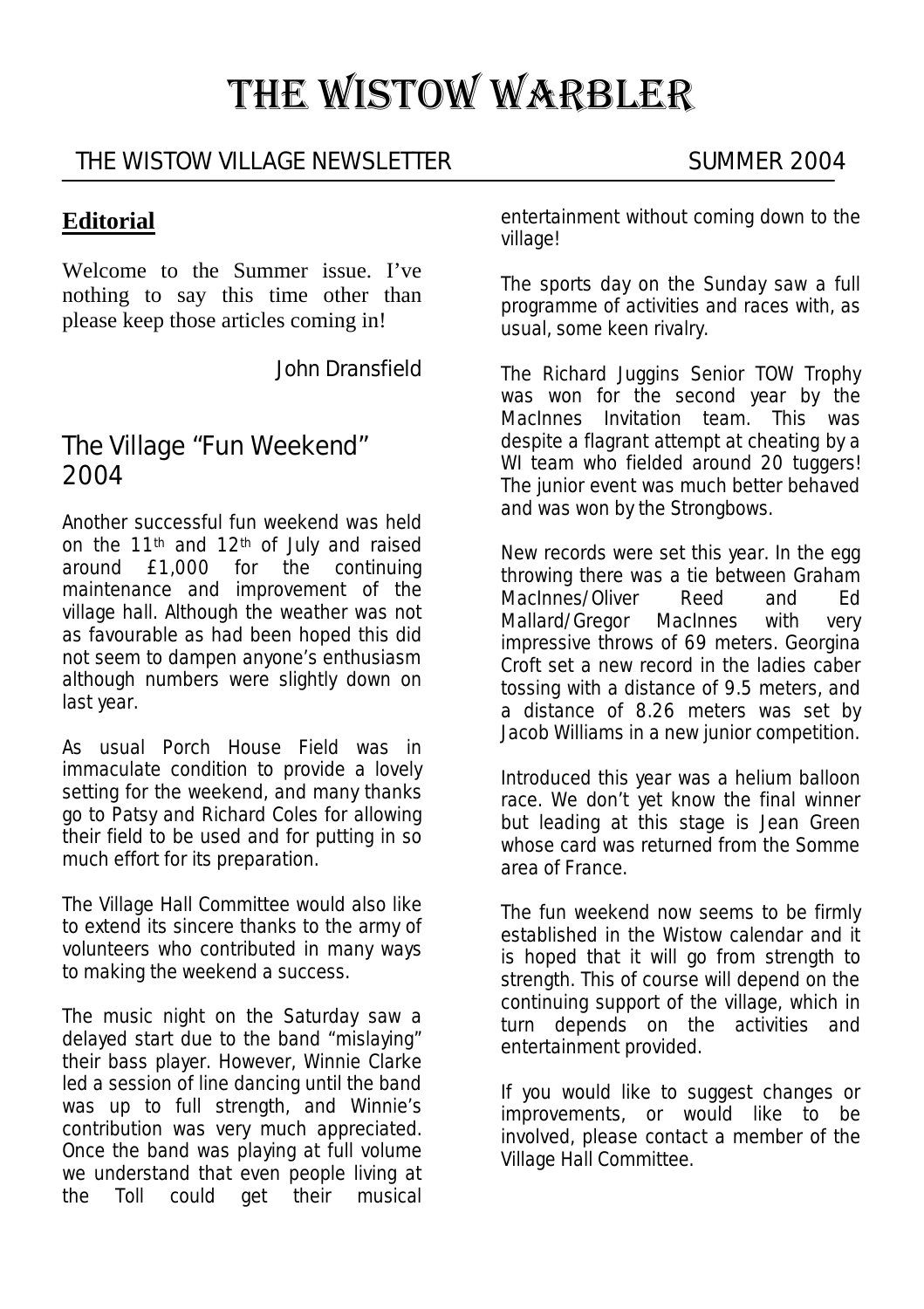# THE WISTOW WARBLER

THE WISTOW VILLAGE NEWSLETTER SUMMER 2004

## Editorial

Welcome to the Summer issue. I've nothing to say this time other than please keep those articles coming in!

John Dransfield

## The Village "Fun Weekend" 2004

Another successful fun weekend was held on the 11th and 12th of July and raised around £1,000 for the continuing maintenance and improvement of the village hall. Although the weather was not as favourable as had been hoped this did not seem to dampen anyone's enthusiasm although numbers were slightly down on last year.

As usual Porch House Field was in immaculate condition to provide a lovely setting for the weekend, and many thanks go to Patsy and Richard Coles for allowing their field to be used and for putting in so much effort for its preparation.

The Village Hall Committee would also like to extend its sincere thanks to the army of volunteers who contributed in many ways to making the weekend a success.

The music night on the Saturday saw a delayed start due to the band "mislaying" their bass player. However, Winnie Clarke led a session of line dancing until the band was up to full strength, and Winnie's contribution was very much appreciated. Once the band was playing at full volume we understand that even people living at the Toll could get their musical entertainment without coming down to the village!

The sports day on the Sunday saw a full programme of activities and races with, as usual, some keen rivalry.

The Richard Juggins Senior TOW Trophy was won for the second year by the MacInnes Invitation team. This was despite a flagrant attempt at cheating by a WI team who fielded around 20 tuggers! The junior event was much better behaved and was won by the Strongbows.

New records were set this year. In the egg throwing there was a tie between Graham MacInnes/Oliver Reed and Ed Mallard/Gregor MacInnes with very impressive throws of 69 meters. Georgina Croft set a new record in the ladies caber tossing with a distance of 9.5 meters, and a distance of 8.26 meters was set by Jacob Williams in a new junior competition.

Introduced this year was a helium balloon race. We don't yet know the final winner but leading at this stage is Jean Green whose card was returned from the Somme area of France.

The fun weekend now seems to be firmly established in the Wistow calendar and it is hoped that it will go from strength to strength. This of course will depend on the continuing support of the village, which in turn depends on the activities and entertainment provided.

If you would like to suggest changes or improvements, or would like to be involved, please contact a member of the Village Hall Committee.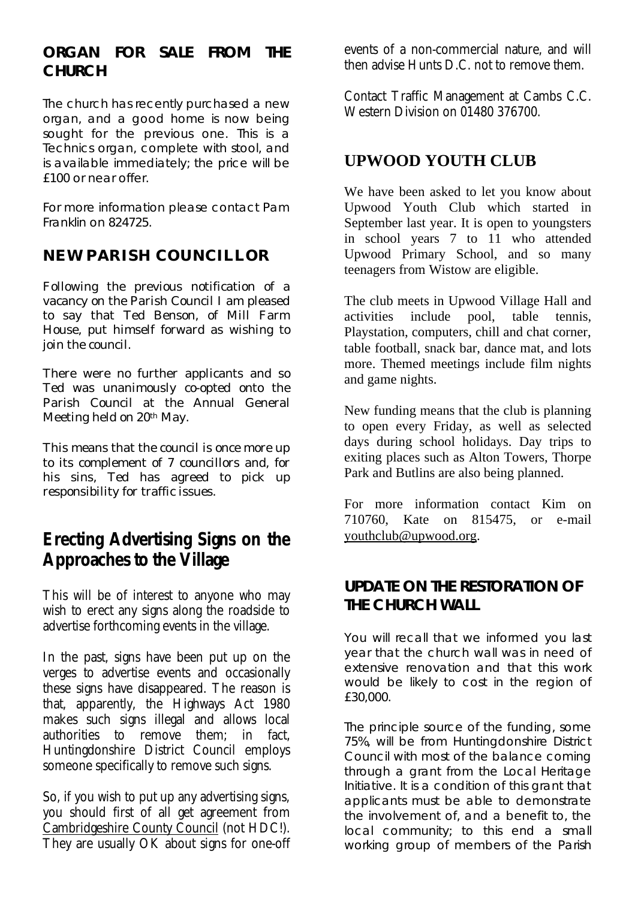## ORGAN FOR SALE FROM THE CHURCH

The church has recently purchased a new organ, and a good home is now being sought for the previous one. This is a Technics organ, complete with stool, and is available immediately; the price will be £100 or near offer.

For more information please contact Pam Franklin on 824725.

## NEW PARISH COUNCILLOR

Following the previous notification of a vacancy on the Parish Council I am pleased to say that Ted Benson, of Mill Farm House, put himself forward as wishing to join the council.

There were no further applicants and so Ted was unanimously co-opted onto the Parish Council at the Annual General Meeting held on 20th May.

This means that the council is once more up to its complement of 7 councillors and, for his sins, Ted has agreed to pick up responsibility for traffic issues.

## Erecting Advertising Signs on the Approaches to the Village

This will be of interest to anyone who may wish to erect any signs along the roadside to advertise forthcoming events in the village.

In the past, signs have been put up on the verges to advertise events and occasionally these signs have disappeared. The reason is that, apparently, the Highways Act 1980 makes such signs illegal and allows local authorities to remove them; in fact, Huntingdonshire District Council employs someone specifically to remove such signs.

So, if you wish to put up any advertising signs, you should first of all get agreement from Cambridgeshire County Council (not HDC!). They are usually OK about signs for one-off events of a non-commercial nature, and will then advise Hunts D.C. not to remove them.

Contact Traffic Management at Cambs C.C. Western Division on 01480 376700.

## UPWOOD YOUTH CLUB

We have been asked to let you know about Upwood Youth Club which started in September last year. It is open to youngsters in school years 7 to 11 who attended Upwood Primary School, and so many teenagers from Wistow are eligible.

The club meets in Upwood Village Hall and activities include pool, table tennis, Playstation, computers, chill and chat corner, table football, snack bar, dance mat, and lots more. Themed meetings include film nights and game nights.

New funding means that the club is planning to open every Friday, as well as selected days during school holidays. Day trips to exiting places such as Alton Towers, Thorpe Park and Butlins are also being planned.

For more information contact Kim on 710760, Kate on 815475, or e-mail youthclub@upwood.org.

## UPDATE ON THE RESTORATION OF THE CHURCH WALL

You will recall that we informed you last year that the church wall was in need of extensive renovation and that this work would be likely to cost in the region of £30,000.

The principle source of the funding, some 75%, will be from Huntingdonshire District Council with most of the balance coming through a grant from the Local Heritage Initiative. It is a condition of this grant that applicants must be able to demonstrate the involvement of, and a benefit to, the local community; to this end a small working group of members of the Parish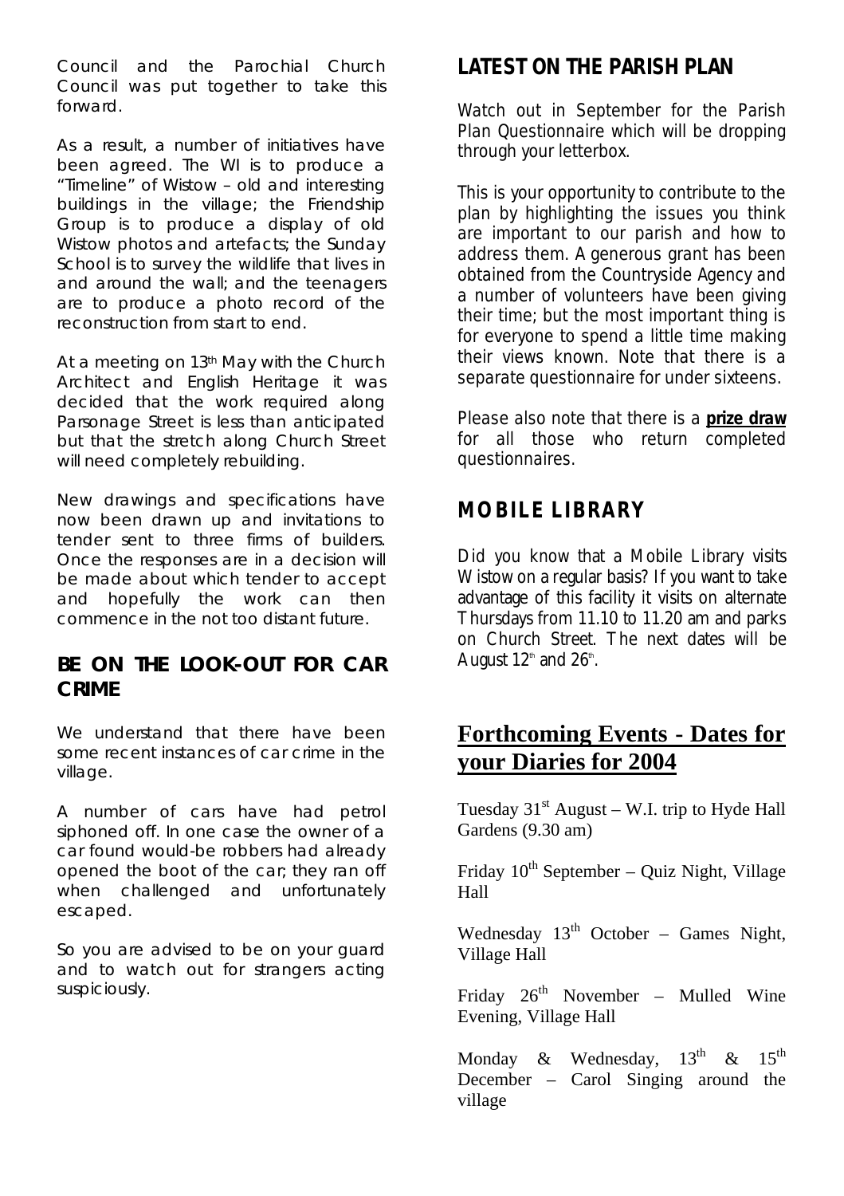Council and the Parochial Church Council was put together to take this forward.

As a result, a number of initiatives have been agreed. The WI is to produce a "Timeline" of Wistow – old and interesting buildings in the village; the Friendship Group is to produce a display of old Wistow photos and artefacts; the Sunday School is to survey the wildlife that lives in and around the wall; and the teenagers are to produce a photo record of the reconstruction from start to end.

At a meeting on 13th May with the Church Architect and English Heritage it was decided that the work required along Parsonage Street is less than anticipated but that the stretch along Church Street will need completely rebuilding.

New drawings and specifications have now been drawn up and invitations to tender sent to three firms of builders. Once the responses are in a decision will be made about which tender to accept and hopefully the work can then commence in the not too distant future.

## BE ON THE LOOK-OUT FOR CAR CRIME

We understand that there have been some recent instances of car crime in the village.

A number of cars have had petrol siphoned off. In one case the owner of a car found would-be robbers had already opened the boot of the car; they ran off when challenged and unfortunately escaped.

So you are advised to be on your guard and to watch out for strangers acting suspiciously.

## LATEST ON THE PARISH PLAN

Watch out in September for the Parish Plan Questionnaire which will be dropping through your letterbox.

This is your opportunity to contribute to the plan by highlighting the issues you think are important to our parish and how to address them. A generous grant has been obtained from the Countryside Agency and a number of volunteers have been giving their time; but the most important thing is for everyone to spend a little time making their views known. Note that there is a separate questionnaire for under sixteens.

Please also note that there is a **prize draw** for all those who return completed questionnaires.

## MOBILE LIBRARY

Did you know that a Mobile Library visits Wistow on a regular basis? If you want to take advantage of this facility it visits on alternate Thursdays from 11.10 to 11.20 am and parks on Church Street. The next dates will be August 12th and 26th.

## Forthcoming Events - Dates for your Diaries for 2004

Tuesday 31st August – W.I. trip to Hyde Hall Gardens (9.30 am)

Friday 10th September – Quiz Night, Village Hall

Wednesday 13th October – Games Night, Village Hall

Friday 26th November – Mulled Wine Evening, Village Hall

Monday & Wednesday, 13th & 15th December – Carol Singing around the village